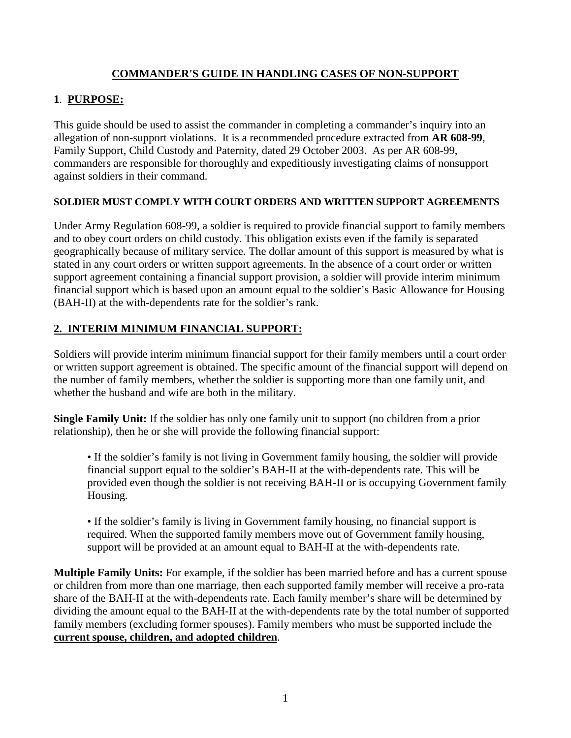# COMMANDER'S GUIDE IN HANDLING CASES OF NON-SUPPORT

## 1. PURPOSE:

This guide should be used to assist the commander in completing a commander's inquiry into an allegation of non-support violations. It is a recommended procedure extracted from **AR 608-99**, Family Support, Child Custody and Paternity, dated 29 October 2003. As per AR 608-99, commanders are responsible for thoroughly and expeditiously investigating claims of nonsupport against soldiers in their command.

#### SOLDIER MUST COMPLY WITH COURT ORDERS AND WRITTEN SUPPORT AGREEMENTS

Under Army Regulation 608-99, a soldier is required to provide financial support to family members and to obey court orders on child custody. This obligation exists even if the family is separated geographically because of military service. The dollar amount of this support is measured by what is stated in any court orders or written support agreements. In the absence of a court order or written support agreement containing a financial support provision, a soldier will provide interim minimum financial support which is based upon an amount equal to the soldier's Basic Allowance for Housing (BAH-II) at the with-dependents rate for the soldier's rank.

## 2. INTERIM MINIMUM FINANCIAL SUPPORT:

Soldiers will provide interim minimum financial support for their family members until a court order or written support agreement is obtained. The specific amount of the financial support will depend on the number of family members, whether the soldier is supporting more than one family unit, and whether the husband and wife are both in the military.

**Single Family Unit:** If the soldier has only one family unit to support (no children from a prior relationship), then he or she will provide the following financial support:

- If the soldier's family is not living in Government family housing, the soldier will provide financial support equal to the soldier's BAH-II at the with-dependents rate. This will be provided even though the soldier is not receiving BAH-II or is occupying Government family Housing.

- If the soldier's family is living in Government family housing, no financial support is required. When the supported family members move out of Government family housing, support will be provided at an amount equal to BAH-II at the with-dependents rate.

**Multiple Family Units:** For example, if the soldier has been married before and has a current spouse or children from more than one marriage, then each supported family member will receive a pro-rata share of the BAH-II at the with-dependents rate. Each family member's share will be determined by dividing the amount equal to the BAH-II at the with-dependents rate by the total number of supported family members (excluding former spouses). Family members who must be supported include the **current spouse, children, and adopted children**.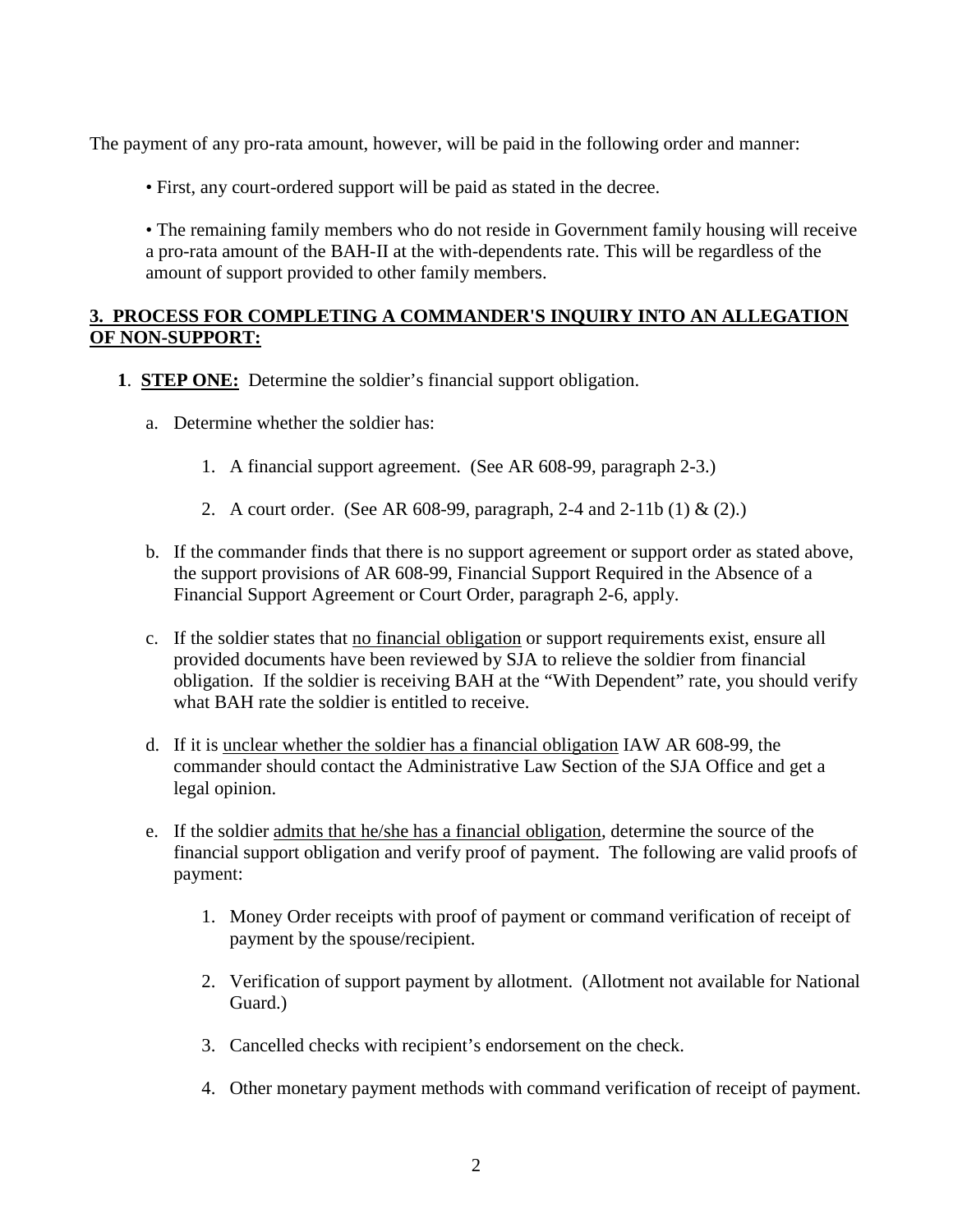The payment of any pro-rata amount, however, will be paid in the following order and manner:

- First, any court-ordered support will be paid as stated in the decree.
- The remaining family members who do not reside in Government family housing will receive a pro-rata amount of the BAH-II at the with-dependents rate. This will be regardless of the amount of support provided to other family members.

## <u>3. PROCESS FOR COMPLETING A COMMANDER'S INQUIRY INTO AN ALLEGATION OF NON-SUPPORT:</u>

**1**. **<u>STEP ONE:</u>** Determine the soldier's financial support obligation.

a. Determine whether the soldier has:

1. A financial support agreement. (See AR 608-99, paragraph 2-3.)
2. A court order. (See AR 608-99, paragraph, 2-4 and 2-11b (1) & (2).)

b. If the commander finds that there is no support agreement or support order as stated above, the support provisions of AR 608-99, Financial Support Required in the Absence of a Financial Support Agreement or Court Order, paragraph 2-6, apply.

c. If the soldier states that <u>no financial obligation</u> or support requirements exist, ensure all provided documents have been reviewed by SJA to relieve the soldier from financial obligation. If the soldier is receiving BAH at the "With Dependent" rate, you should verify what BAH rate the soldier is entitled to receive.

d. If it is <u>unclear whether the soldier has a financial obligation</u> IAW AR 608-99, the commander should contact the Administrative Law Section of the SJA Office and get a legal opinion.

e. If the soldier <u>admits that he/she has a financial obligation</u>, determine the source of the financial support obligation and verify proof of payment. The following are valid proofs of payment:

1. Money Order receipts with proof of payment or command verification of receipt of payment by the spouse/recipient.
2. Verification of support payment by allotment. (Allotment not available for National Guard.)
3. Cancelled checks with recipient's endorsement on the check.
4. Other monetary payment methods with command verification of receipt of payment.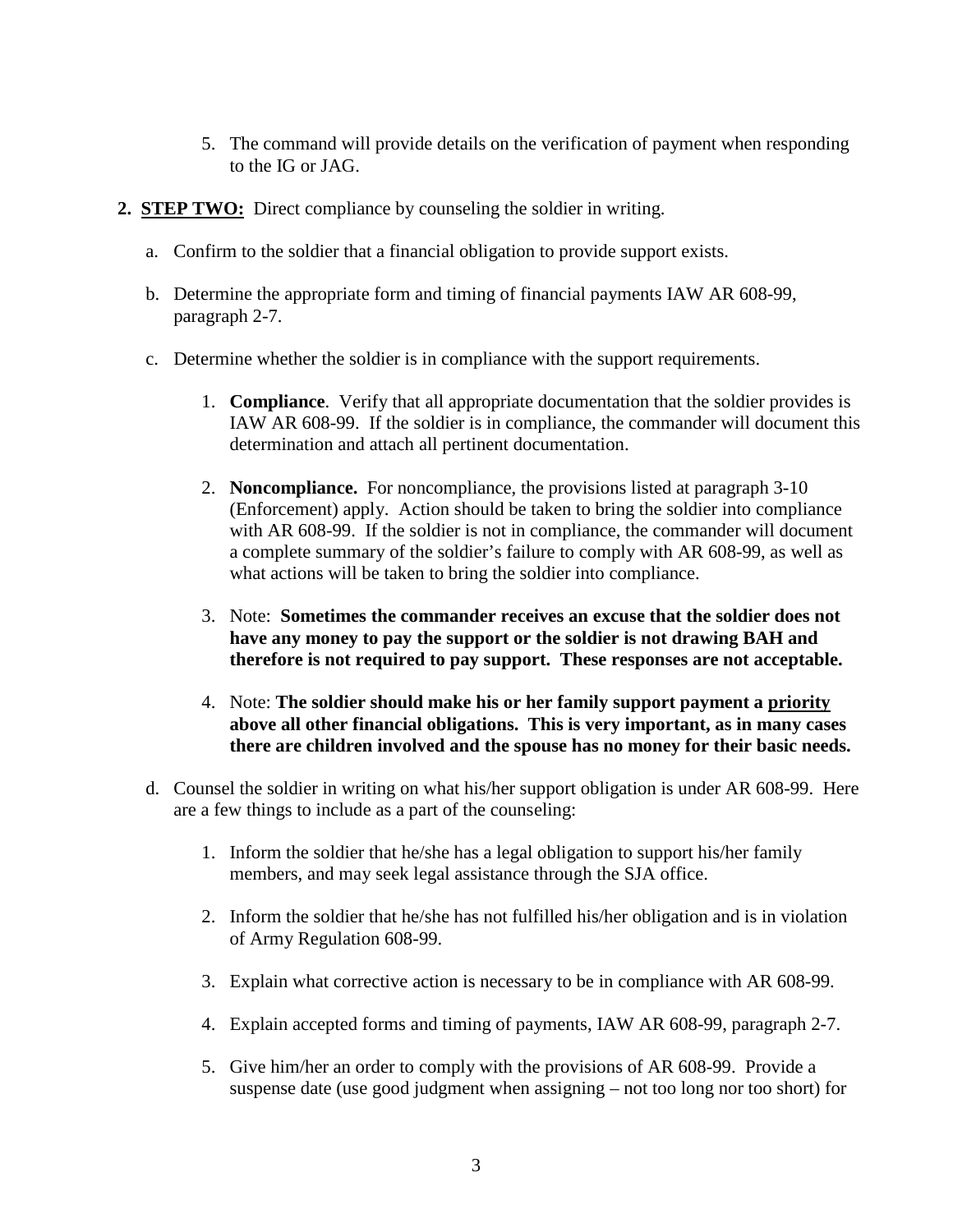5. The command will provide details on the verification of payment when responding to the IG or JAG.

**2. <u>STEP TWO:</u>** Direct compliance by counseling the soldier in writing.

a. Confirm to the soldier that a financial obligation to provide support exists.

b. Determine the appropriate form and timing of financial payments IAW AR 608-99, paragraph 2-7.

c. Determine whether the soldier is in compliance with the support requirements.

1. **Compliance**. Verify that all appropriate documentation that the soldier provides is IAW AR 608-99. If the soldier is in compliance, the commander will document this determination and attach all pertinent documentation.

2. **Noncompliance.** For noncompliance, the provisions listed at paragraph 3-10 (Enforcement) apply. Action should be taken to bring the soldier into compliance with AR 608-99. If the soldier is not in compliance, the commander will document a complete summary of the soldier's failure to comply with AR 608-99, as well as what actions will be taken to bring the soldier into compliance.

3. Note: **Sometimes the commander receives an excuse that the soldier does not have any money to pay the support or the soldier is not drawing BAH and therefore is not required to pay support. These responses are not acceptable.**

4. Note: **The soldier should make his or her family support payment a <u>priority</u> above all other financial obligations. This is very important, as in many cases there are children involved and the spouse has no money for their basic needs.**

d. Counsel the soldier in writing on what his/her support obligation is under AR 608-99. Here are a few things to include as a part of the counseling:

1. Inform the soldier that he/she has a legal obligation to support his/her family members, and may seek legal assistance through the SJA office.

2. Inform the soldier that he/she has not fulfilled his/her obligation and is in violation of Army Regulation 608-99.

3. Explain what corrective action is necessary to be in compliance with AR 608-99.

4. Explain accepted forms and timing of payments, IAW AR 608-99, paragraph 2-7.

5. Give him/her an order to comply with the provisions of AR 608-99. Provide a suspense date (use good judgment when assigning – not too long nor too short) for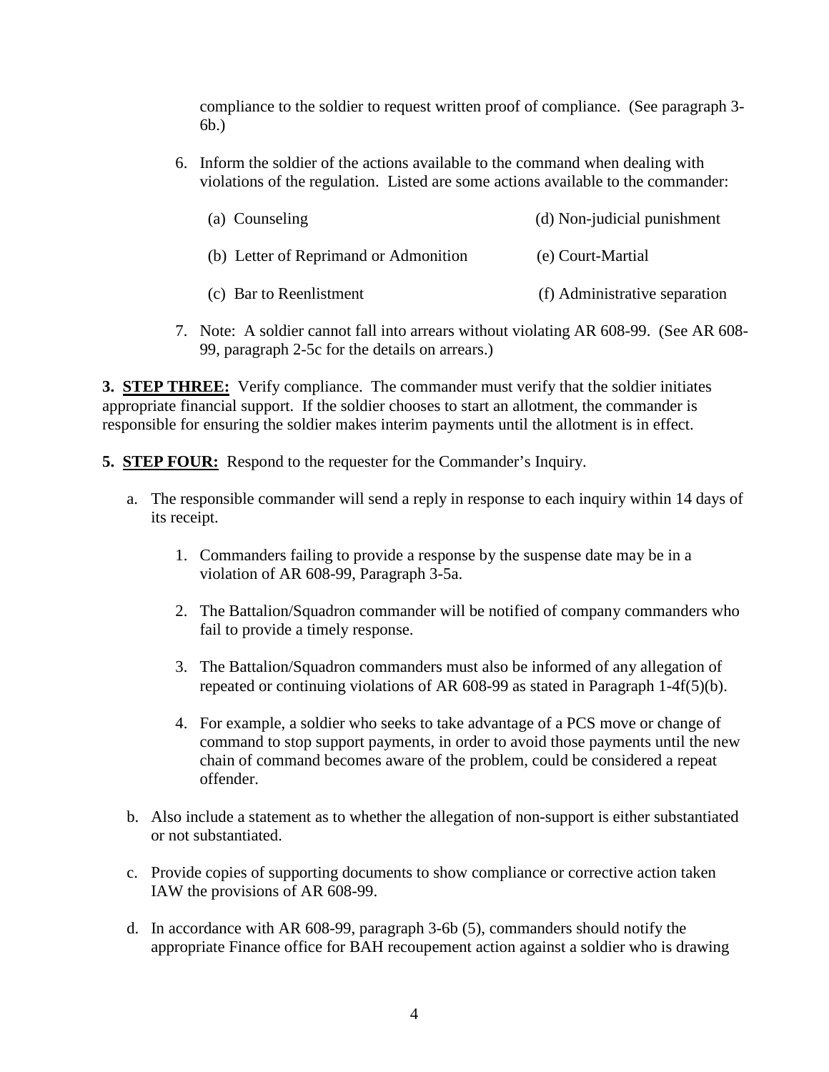compliance to the soldier to request written proof of compliance. (See paragraph 3-6b.)

6. Inform the soldier of the actions available to the command when dealing with violations of the regulation. Listed are some actions available to the commander:

   (a) Counseling
   (b) Letter of Reprimand or Admonition
   (c) Bar to Reenlistment
   (d) Non-judicial punishment
   (e) Court-Martial
   (f) Administrative separation

7. Note: A soldier cannot fall into arrears without violating AR 608-99. (See AR 608-99, paragraph 2-5c for the details on arrears.)

**3. <u>STEP THREE:</u>** Verify compliance. The commander must verify that the soldier initiates appropriate financial support. If the soldier chooses to start an allotment, the commander is responsible for ensuring the soldier makes interim payments until the allotment is in effect.

**5. <u>STEP FOUR:</u>** Respond to the requester for the Commander's Inquiry.

a. The responsible commander will send a reply in response to each inquiry within 14 days of its receipt.

   1. Commanders failing to provide a response by the suspense date may be in a violation of AR 608-99, Paragraph 3-5a.

   2. The Battalion/Squadron commander will be notified of company commanders who fail to provide a timely response.

   3. The Battalion/Squadron commanders must also be informed of any allegation of repeated or continuing violations of AR 608-99 as stated in Paragraph 1-4f(5)(b).

   4. For example, a soldier who seeks to take advantage of a PCS move or change of command to stop support payments, in order to avoid those payments until the new chain of command becomes aware of the problem, could be considered a repeat offender.

b. Also include a statement as to whether the allegation of non-support is either substantiated or not substantiated.

c. Provide copies of supporting documents to show compliance or corrective action taken IAW the provisions of AR 608-99.

d. In accordance with AR 608-99, paragraph 3-6b (5), commanders should notify the appropriate Finance office for BAH recoupement action against a soldier who is drawing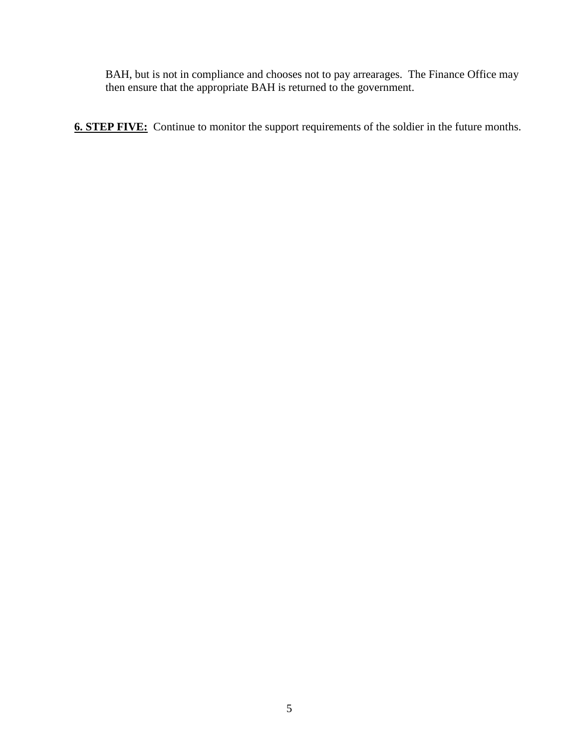BAH, but is not in compliance and chooses not to pay arrearages. The Finance Office may then ensure that the appropriate BAH is returned to the government.

**6. STEP FIVE:** Continue to monitor the support requirements of the soldier in the future months.